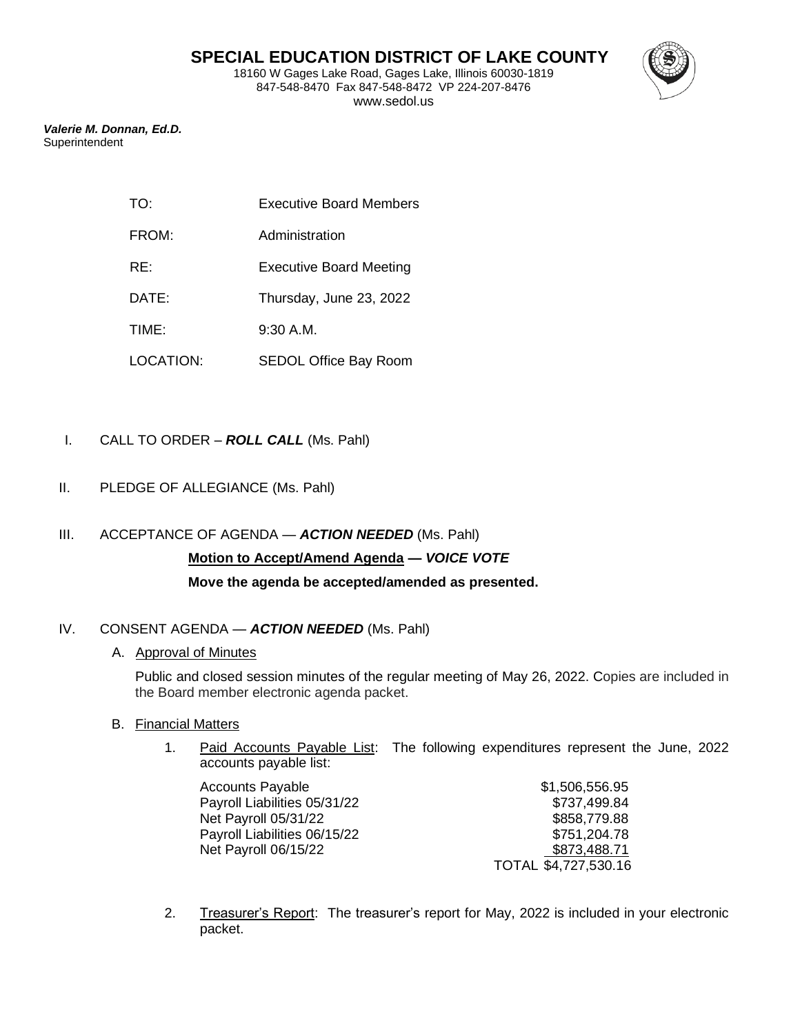# SPECIAL EDUCATION DISTRICT OF LAKE COUNTY

18160 W Gages Lake Road, Gages Lake, Illinois 60030-1819
847-548-8470 Fax 847-548-8472 VP 224-207-8476
www.sedol.us

***Valerie M. Donnan, Ed.D.***
Superintendent

| | |
|---|---|
| TO: | Executive Board Members |
| FROM: | Administration |
| RE: | Executive Board Meeting |
| DATE: | Thursday, June 23, 2022 |
| TIME: | 9:30 A.M. |
| LOCATION: | SEDOL Office Bay Room |

I. CALL TO ORDER – ***ROLL CALL*** (Ms. Pahl)

II. PLEDGE OF ALLEGIANCE (Ms. Pahl)

III. ACCEPTANCE OF AGENDA — ***ACTION NEEDED*** (Ms. Pahl)

**Motion to Accept/Amend Agenda — *VOICE VOTE***

**Move the agenda be accepted/amended as presented.**

IV. CONSENT AGENDA — ***ACTION NEEDED*** (Ms. Pahl)

A. Approval of Minutes

Public and closed session minutes of the regular meeting of May 26, 2022. Copies are included in the Board member electronic agenda packet.

B. Financial Matters

1. Paid Accounts Payable List: The following expenditures represent the June, 2022 accounts payable list:

| | |
|---|---|
| Accounts Payable | $1,506,556.95 |
| Payroll Liabilities 05/31/22 | $737,499.84 |
| Net Payroll 05/31/22 | $858,779.88 |
| Payroll Liabilities 06/15/22 | $751,204.78 |
| Net Payroll 06/15/22 | $873,488.71 |
| | TOTAL $4,727,530.16 |

2. Treasurer's Report: The treasurer's report for May, 2022 is included in your electronic packet.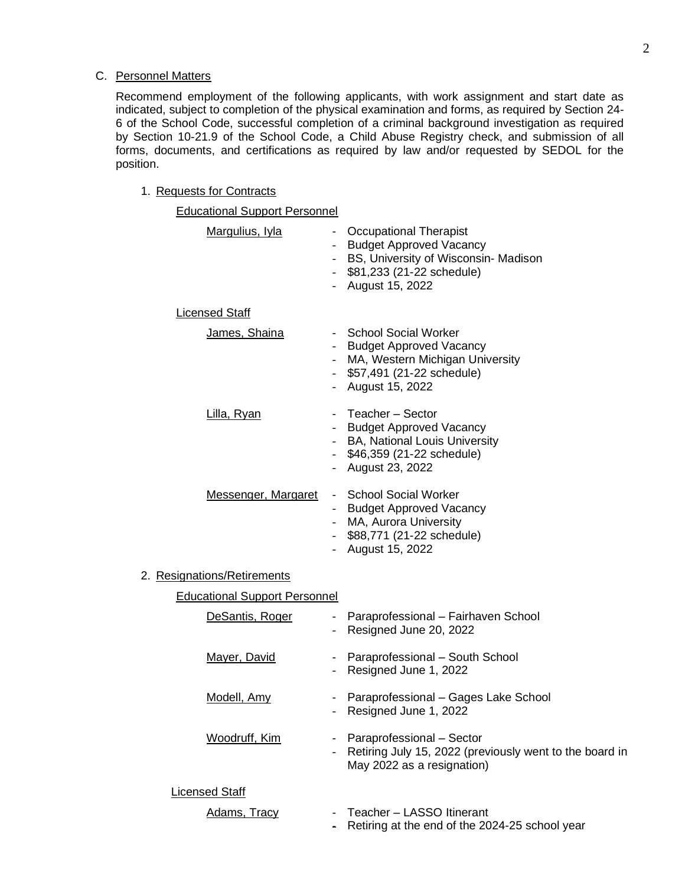C. Personnel Matters

Recommend employment of the following applicants, with work assignment and start date as indicated, subject to completion of the physical examination and forms, as required by Section 24-6 of the School Code, successful completion of a criminal background investigation as required by Section 10-21.9 of the School Code, a Child Abuse Registry check, and submission of all forms, documents, and certifications as required by law and/or requested by SEDOL for the position.

1. Requests for Contracts

Educational Support Personnel

Margulius, Iyla
- Occupational Therapist
- Budget Approved Vacancy
- BS, University of Wisconsin- Madison
- $81,233 (21-22 schedule)
- August 15, 2022

Licensed Staff

James, Shaina
- School Social Worker
- Budget Approved Vacancy
- MA, Western Michigan University
- $57,491 (21-22 schedule)
- August 15, 2022

Lilla, Ryan
- Teacher – Sector
- Budget Approved Vacancy
- BA, National Louis University
- $46,359 (21-22 schedule)
- August 23, 2022

Messenger, Margaret
- School Social Worker
- Budget Approved Vacancy
- MA, Aurora University
- $88,771 (21-22 schedule)
- August 15, 2022

2. Resignations/Retirements

Educational Support Personnel

DeSantis, Roger
- Paraprofessional – Fairhaven School
- Resigned June 20, 2022

Mayer, David
- Paraprofessional – South School
- Resigned June 1, 2022

Modell, Amy
- Paraprofessional – Gages Lake School
- Resigned June 1, 2022

Woodruff, Kim
- Paraprofessional – Sector
- Retiring July 15, 2022 (previously went to the board in May 2022 as a resignation)

Licensed Staff

Adams, Tracy
- Teacher – LASSO Itinerant
- Retiring at the end of the 2024-25 school year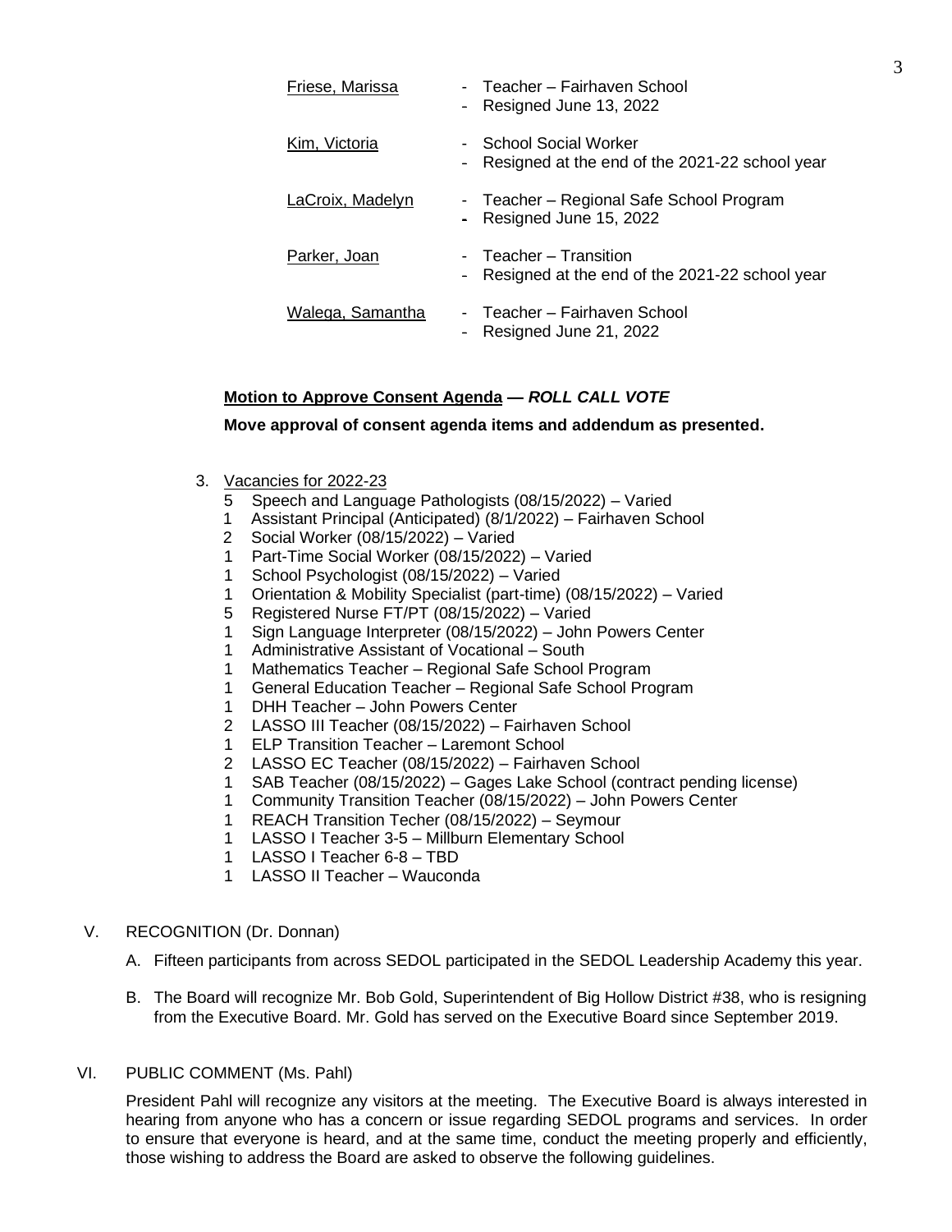Friese, Marissa
- Teacher – Fairhaven School
- Resigned June 13, 2022

Kim, Victoria
- School Social Worker
- Resigned at the end of the 2021-22 school year

LaCroix, Madelyn
- Teacher – Regional Safe School Program
- Resigned June 15, 2022

Parker, Joan
- Teacher – Transition
- Resigned at the end of the 2021-22 school year

Walega, Samantha
- Teacher – Fairhaven School
- Resigned June 21, 2022

**Motion to Approve Consent Agenda — *ROLL CALL VOTE***

**Move approval of consent agenda items and addendum as presented.**

3. Vacancies for 2022-23
   - 5 Speech and Language Pathologists (08/15/2022) – Varied
   - 1 Assistant Principal (Anticipated) (8/1/2022) – Fairhaven School
   - 2 Social Worker (08/15/2022) – Varied
   - 1 Part-Time Social Worker (08/15/2022) – Varied
   - 1 School Psychologist (08/15/2022) – Varied
   - 1 Orientation & Mobility Specialist (part-time) (08/15/2022) – Varied
   - 5 Registered Nurse FT/PT (08/15/2022) – Varied
   - 1 Sign Language Interpreter (08/15/2022) – John Powers Center
   - 1 Administrative Assistant of Vocational – South
   - 1 Mathematics Teacher – Regional Safe School Program
   - 1 General Education Teacher – Regional Safe School Program
   - 1 DHH Teacher – John Powers Center
   - 2 LASSO III Teacher (08/15/2022) – Fairhaven School
   - 1 ELP Transition Teacher – Laremont School
   - 2 LASSO EC Teacher (08/15/2022) – Fairhaven School
   - 1 SAB Teacher (08/15/2022) – Gages Lake School (contract pending license)
   - 1 Community Transition Teacher (08/15/2022) – John Powers Center
   - 1 REACH Transition Techer (08/15/2022) – Seymour
   - 1 LASSO I Teacher 3-5 – Millburn Elementary School
   - 1 LASSO I Teacher 6-8 – TBD
   - 1 LASSO II Teacher – Wauconda

V. RECOGNITION (Dr. Donnan)

A. Fifteen participants from across SEDOL participated in the SEDOL Leadership Academy this year.

B. The Board will recognize Mr. Bob Gold, Superintendent of Big Hollow District #38, who is resigning from the Executive Board. Mr. Gold has served on the Executive Board since September 2019.

VI. PUBLIC COMMENT (Ms. Pahl)

President Pahl will recognize any visitors at the meeting. The Executive Board is always interested in hearing from anyone who has a concern or issue regarding SEDOL programs and services. In order to ensure that everyone is heard, and at the same time, conduct the meeting properly and efficiently, those wishing to address the Board are asked to observe the following guidelines.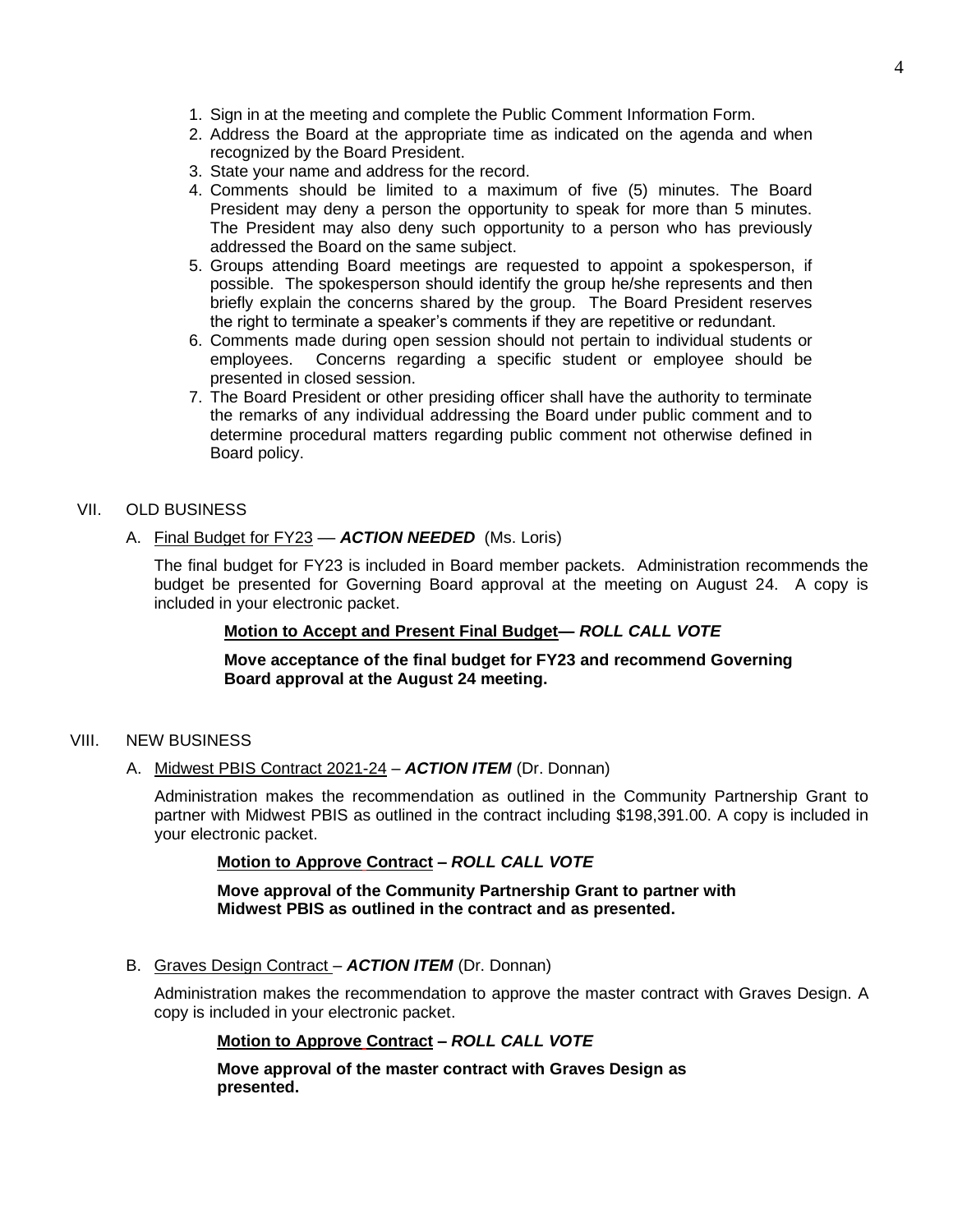1. Sign in at the meeting and complete the Public Comment Information Form.
2. Address the Board at the appropriate time as indicated on the agenda and when recognized by the Board President.
3. State your name and address for the record.
4. Comments should be limited to a maximum of five (5) minutes. The Board President may deny a person the opportunity to speak for more than 5 minutes. The President may also deny such opportunity to a person who has previously addressed the Board on the same subject.
5. Groups attending Board meetings are requested to appoint a spokesperson, if possible. The spokesperson should identify the group he/she represents and then briefly explain the concerns shared by the group. The Board President reserves the right to terminate a speaker's comments if they are repetitive or redundant.
6. Comments made during open session should not pertain to individual students or employees. Concerns regarding a specific student or employee should be presented in closed session.
7. The Board President or other presiding officer shall have the authority to terminate the remarks of any individual addressing the Board under public comment and to determine procedural matters regarding public comment not otherwise defined in Board policy.

VII. OLD BUSINESS

A. Final Budget for FY23 — ***ACTION NEEDED*** (Ms. Loris)

The final budget for FY23 is included in Board member packets. Administration recommends the budget be presented for Governing Board approval at the meeting on August 24. A copy is included in your electronic packet.

**Motion to Accept and Present Final Budget— *ROLL CALL VOTE***

**Move acceptance of the final budget for FY23 and recommend Governing Board approval at the August 24 meeting.**

VIII. NEW BUSINESS

A. Midwest PBIS Contract 2021-24 – ***ACTION ITEM*** (Dr. Donnan)

Administration makes the recommendation as outlined in the Community Partnership Grant to partner with Midwest PBIS as outlined in the contract including $198,391.00. A copy is included in your electronic packet.

**Motion to Approve Contract – *ROLL CALL VOTE***

**Move approval of the Community Partnership Grant to partner with Midwest PBIS as outlined in the contract and as presented.**

B. Graves Design Contract – ***ACTION ITEM*** (Dr. Donnan)

Administration makes the recommendation to approve the master contract with Graves Design. A copy is included in your electronic packet.

**Motion to Approve Contract – *ROLL CALL VOTE***

**Move approval of the master contract with Graves Design as presented.**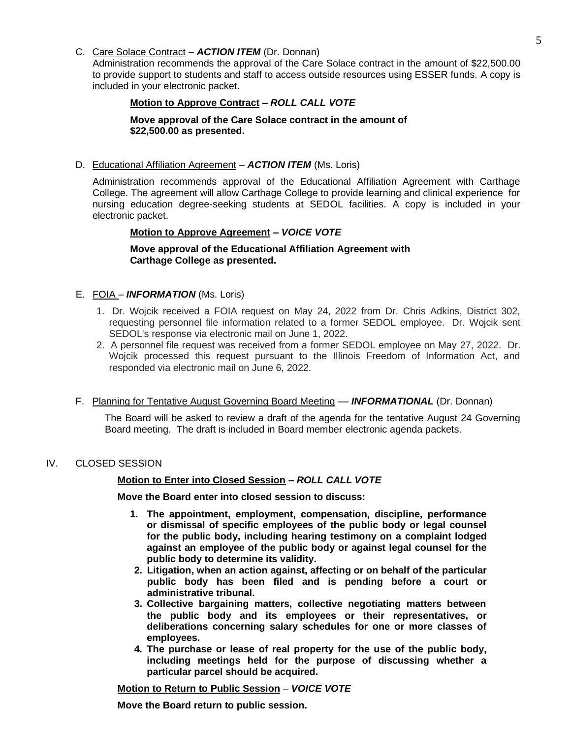C. Care Solace Contract – ***ACTION ITEM*** (Dr. Donnan)

Administration recommends the approval of the Care Solace contract in the amount of $22,500.00 to provide support to students and staff to access outside resources using ESSER funds. A copy is included in your electronic packet.

**Motion to Approve Contract – *ROLL CALL VOTE***

**Move approval of the Care Solace contract in the amount of $22,500.00 as presented.**

D. Educational Affiliation Agreement – ***ACTION ITEM*** (Ms. Loris)

Administration recommends approval of the Educational Affiliation Agreement with Carthage College. The agreement will allow Carthage College to provide learning and clinical experience for nursing education degree-seeking students at SEDOL facilities. A copy is included in your electronic packet.

**Motion to Approve Agreement – *VOICE VOTE***

**Move approval of the Educational Affiliation Agreement with Carthage College as presented.**

E. FOIA – ***INFORMATION*** (Ms. Loris)

1. Dr. Wojcik received a FOIA request on May 24, 2022 from Dr. Chris Adkins, District 302, requesting personnel file information related to a former SEDOL employee. Dr. Wojcik sent SEDOL's response via electronic mail on June 1, 2022.
2. A personnel file request was received from a former SEDOL employee on May 27, 2022. Dr. Wojcik processed this request pursuant to the Illinois Freedom of Information Act, and responded via electronic mail on June 6, 2022.

F. Planning for Tentative August Governing Board Meeting — ***INFORMATIONAL*** (Dr. Donnan)

The Board will be asked to review a draft of the agenda for the tentative August 24 Governing Board meeting. The draft is included in Board member electronic agenda packets.

IV. CLOSED SESSION

**Motion to Enter into Closed Session – *ROLL CALL VOTE***

**Move the Board enter into closed session to discuss:**

1. **The appointment, employment, compensation, discipline, performance or dismissal of specific employees of the public body or legal counsel for the public body, including hearing testimony on a complaint lodged against an employee of the public body or against legal counsel for the public body to determine its validity.**
2. **Litigation, when an action against, affecting or on behalf of the particular public body has been filed and is pending before a court or administrative tribunal.**
3. **Collective bargaining matters, collective negotiating matters between the public body and its employees or their representatives, or deliberations concerning salary schedules for one or more classes of employees.**
4. **The purchase or lease of real property for the use of the public body, including meetings held for the purpose of discussing whether a particular parcel should be acquired.**

**Motion to Return to Public Session** – ***VOICE VOTE***

**Move the Board return to public session.**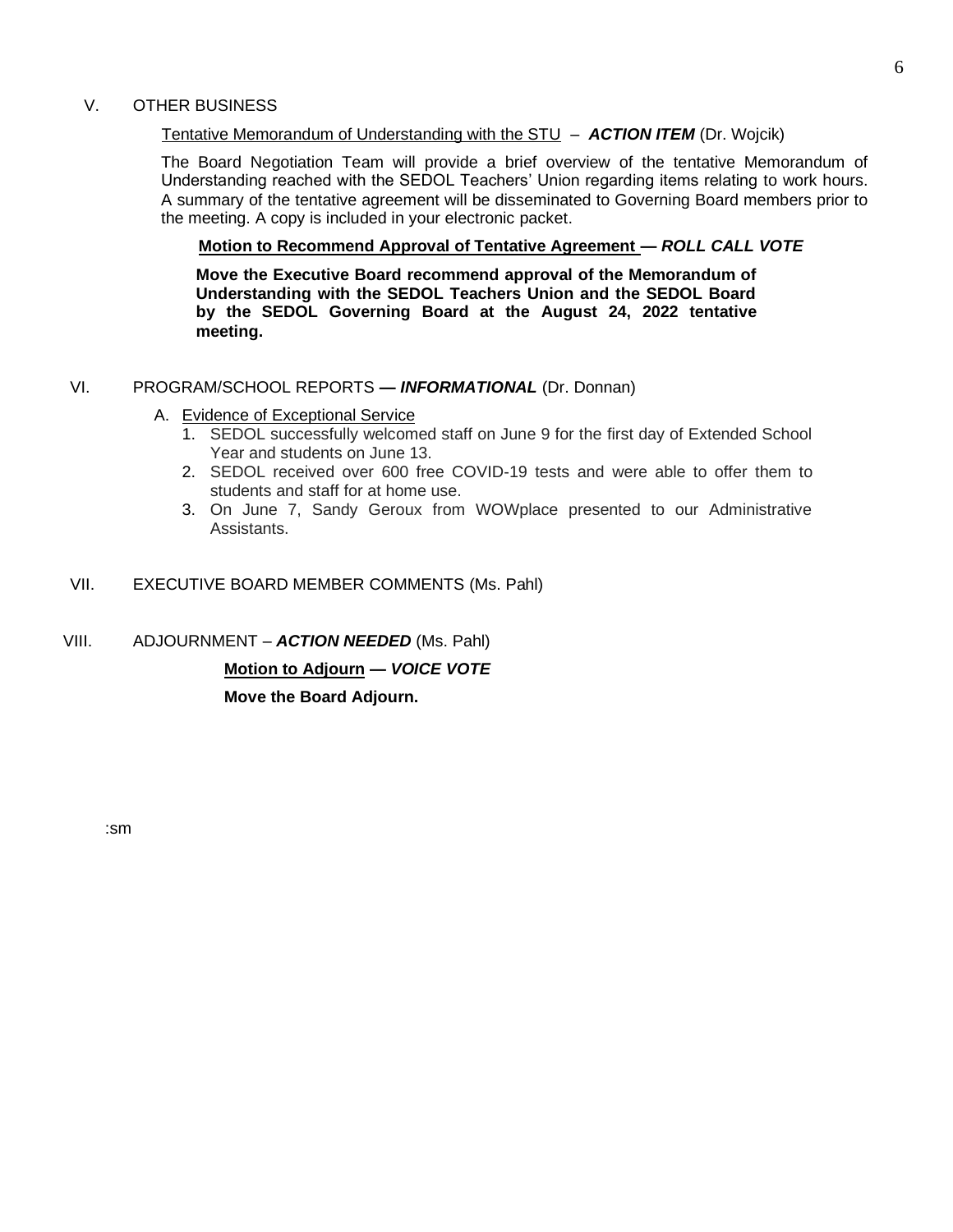## V. OTHER BUSINESS

Tentative Memorandum of Understanding with the STU – ***ACTION ITEM*** (Dr. Wojcik)

The Board Negotiation Team will provide a brief overview of the tentative Memorandum of Understanding reached with the SEDOL Teachers' Union regarding items relating to work hours. A summary of the tentative agreement will be disseminated to Governing Board members prior to the meeting. A copy is included in your electronic packet.

**Motion to Recommend Approval of Tentative Agreement — *ROLL CALL VOTE***

**Move the Executive Board recommend approval of the Memorandum of Understanding with the SEDOL Teachers Union and the SEDOL Board by the SEDOL Governing Board at the August 24, 2022 tentative meeting.**

## VI. PROGRAM/SCHOOL REPORTS — ***INFORMATIONAL*** (Dr. Donnan)

A. Evidence of Exceptional Service

1. SEDOL successfully welcomed staff on June 9 for the first day of Extended School Year and students on June 13.
2. SEDOL received over 600 free COVID-19 tests and were able to offer them to students and staff for at home use.
3. On June 7, Sandy Geroux from WOWplace presented to our Administrative Assistants.

## VII. EXECUTIVE BOARD MEMBER COMMENTS (Ms. Pahl)

## VIII. ADJOURNMENT – ***ACTION NEEDED*** (Ms. Pahl)

**Motion to Adjourn — *VOICE VOTE***

**Move the Board Adjourn.**

:sm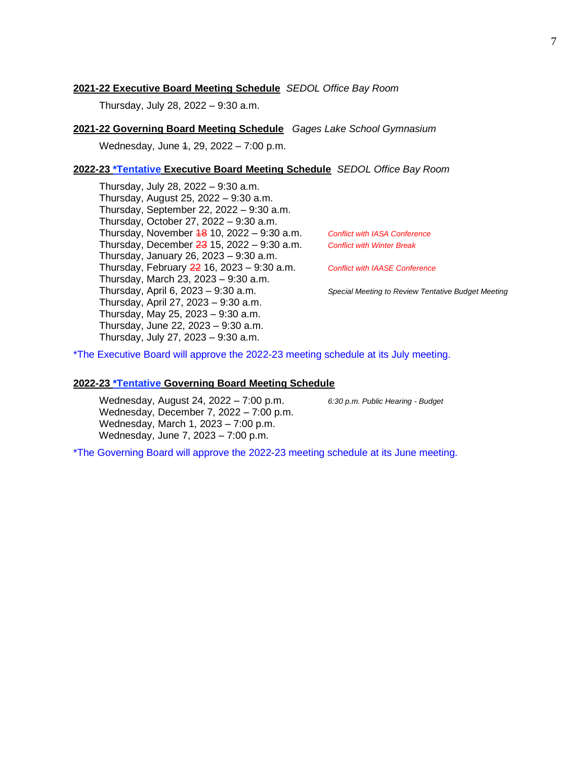**2021-22 Executive Board Meeting Schedule** *SEDOL Office Bay Room*

Thursday, July 28, 2022 – 9:30 a.m.

**2021-22 Governing Board Meeting Schedule** *Gages Lake School Gymnasium*

Wednesday, June ~~1~~, 29, 2022 – 7:00 p.m.

**2022-23 *Tentative Executive Board Meeting Schedule** *SEDOL Office Bay Room*

| | |
|---|---|
| Thursday, July 28, 2022 – 9:30 a.m. | |
| Thursday, August 25, 2022 – 9:30 a.m. | |
| Thursday, September 22, 2022 – 9:30 a.m. | |
| Thursday, October 27, 2022 – 9:30 a.m. | |
| Thursday, November ~~18~~ 10, 2022 – 9:30 a.m. | *Conflict with IASA Conference* |
| Thursday, December ~~23~~ 15, 2022 – 9:30 a.m. | *Conflict with Winter Break* |
| Thursday, January 26, 2023 – 9:30 a.m. | |
| Thursday, February ~~22~~ 16, 2023 – 9:30 a.m. | *Conflict with IAASE Conference* |
| Thursday, March 23, 2023 – 9:30 a.m. | |
| Thursday, April 6, 2023 – 9:30 a.m. | *Special Meeting to Review Tentative Budget Meeting* |
| Thursday, April 27, 2023 – 9:30 a.m. | |
| Thursday, May 25, 2023 – 9:30 a.m. | |
| Thursday, June 22, 2023 – 9:30 a.m. | |
| Thursday, July 27, 2023 – 9:30 a.m. | |

*The Executive Board will approve the 2022-23 meeting schedule at its July meeting.

**2022-23 *Tentative Governing Board Meeting Schedule**

| | |
|---|---|
| Wednesday, August 24, 2022 – 7:00 p.m. | *6:30 p.m. Public Hearing - Budget* |
| Wednesday, December 7, 2022 – 7:00 p.m. | |
| Wednesday, March 1, 2023 – 7:00 p.m. | |
| Wednesday, June 7, 2023 – 7:00 p.m. | |

*The Governing Board will approve the 2022-23 meeting schedule at its June meeting.